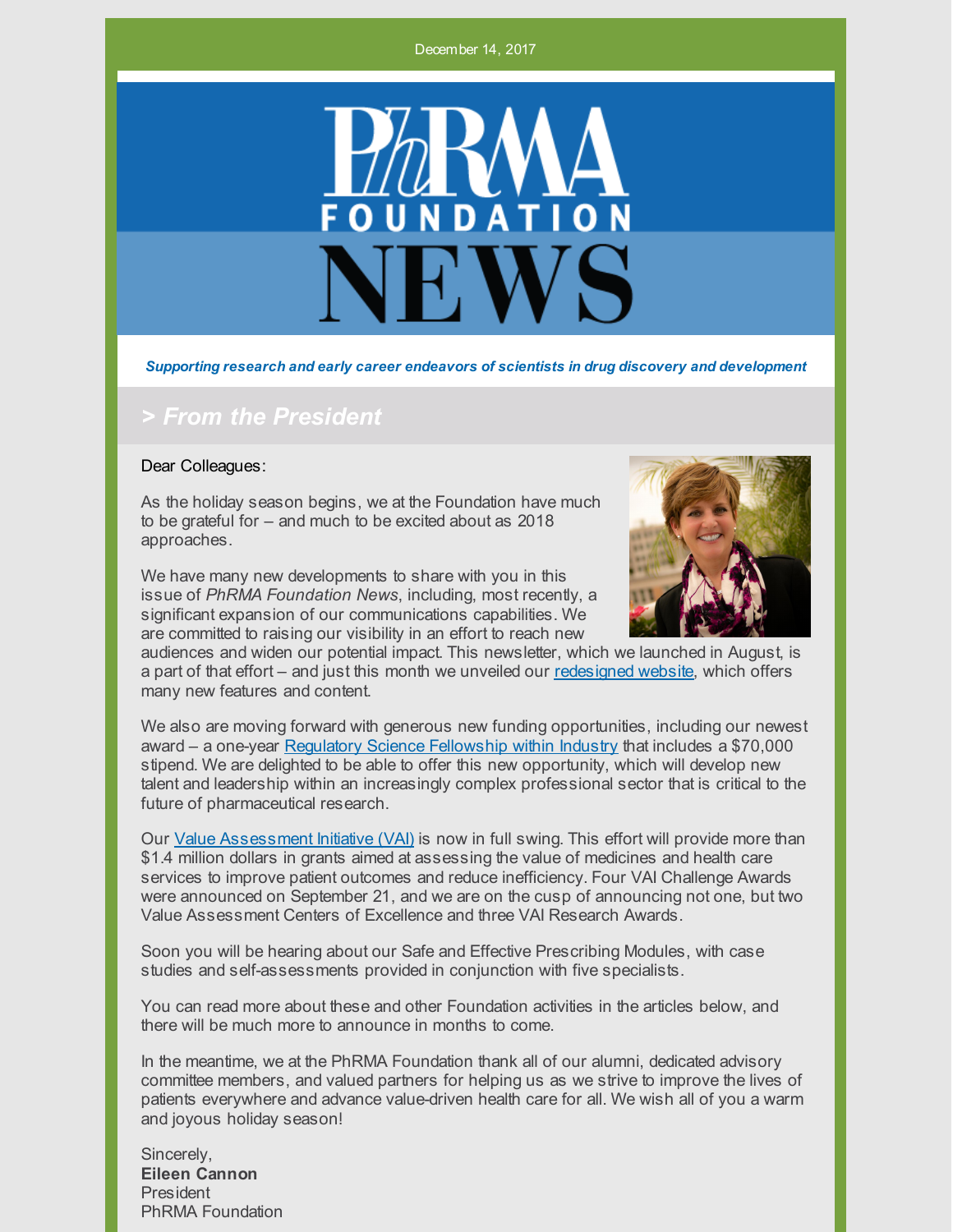December 14, 2017

# PhRMA FOUNDATION NEWS

***Supporting research and early career endeavors of scientists in drug discovery and development***

## > *From the President*

Dear Colleagues:

As the holiday season begins, we at the Foundation have much to be grateful for – and much to be excited about as 2018 approaches.

We have many new developments to share with you in this issue of *PhRMA Foundation News*, including, most recently, a significant expansion of our communications capabilities. We are committed to raising our visibility in an effort to reach new audiences and widen our potential impact. This newsletter, which we launched in August, is a part of that effort – and just this month we unveiled our redesigned website, which offers many new features and content.

We also are moving forward with generous new funding opportunities, including our newest award – a one-year Regulatory Science Fellowship within Industry that includes a $70,000 stipend. We are delighted to be able to offer this new opportunity, which will develop new talent and leadership within an increasingly complex professional sector that is critical to the future of pharmaceutical research.

Our Value Assessment Initiative (VAI) is now in full swing. This effort will provide more than $1.4 million dollars in grants aimed at assessing the value of medicines and health care services to improve patient outcomes and reduce inefficiency. Four VAI Challenge Awards were announced on September 21, and we are on the cusp of announcing not one, but two Value Assessment Centers of Excellence and three VAI Research Awards.

Soon you will be hearing about our Safe and Effective Prescribing Modules, with case studies and self-assessments provided in conjunction with five specialists.

You can read more about these and other Foundation activities in the articles below, and there will be much more to announce in months to come.

In the meantime, we at the PhRMA Foundation thank all of our alumni, dedicated advisory committee members, and valued partners for helping us as we strive to improve the lives of patients everywhere and advance value-driven health care for all. We wish all of you a warm and joyous holiday season!

Sincerely,
**Eileen Cannon**
President
PhRMA Foundation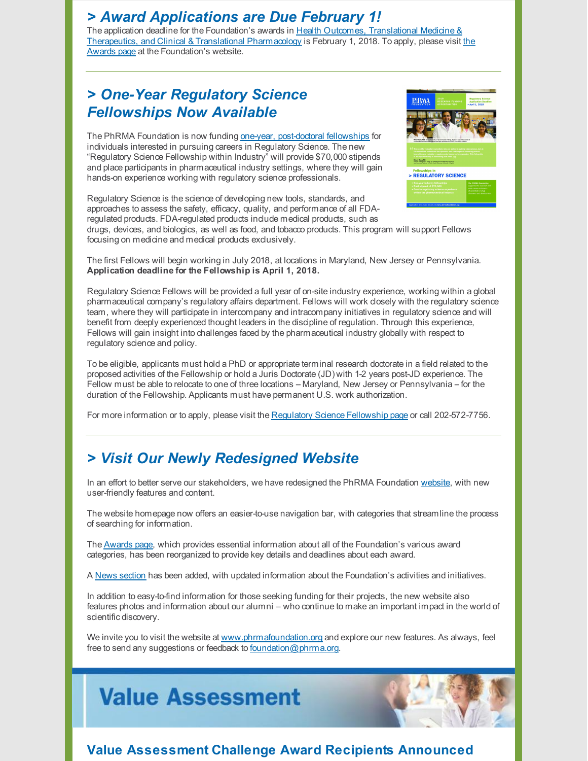## > Award Applications are Due February 1!

The application deadline for the Foundation's awards in Health Outcomes, Translational Medicine & Therapeutics, and Clinical & Translational Pharmacology is February 1, 2018. To apply, please visit the Awards page at the Foundation's website.

## > One-Year Regulatory Science Fellowships Now Available

The PhRMA Foundation is now funding one-year, post-doctoral fellowships for individuals interested in pursuing careers in Regulatory Science. The new "Regulatory Science Fellowship within Industry" will provide $70,000 stipends and place participants in pharmaceutical industry settings, where they will gain hands-on experience working with regulatory science professionals.

Regulatory Science is the science of developing new tools, standards, and approaches to assess the safety, efficacy, quality, and performance of all FDA-regulated products. FDA-regulated products include medical products, such as drugs, devices, and biologics, as well as food, and tobacco products. This program will support Fellows focusing on medicine and medical products exclusively.

The first Fellows will begin working in July 2018, at locations in Maryland, New Jersey or Pennsylvania. **Application deadline for the Fellowship is April 1, 2018.**

Regulatory Science Fellows will be provided a full year of on-site industry experience, working within a global pharmaceutical company's regulatory affairs department. Fellows will work closely with the regulatory science team, where they will participate in intercompany and intracompany initiatives in regulatory science and will benefit from deeply experienced thought leaders in the discipline of regulation. Through this experience, Fellows will gain insight into challenges faced by the pharmaceutical industry globally with respect to regulatory science and policy.

To be eligible, applicants must hold a PhD or appropriate terminal research doctorate in a field related to the proposed activities of the Fellowship or hold a Juris Doctorate (JD) with 1-2 years post-JD experience. The Fellow must be able to relocate to one of three locations – Maryland, New Jersey or Pennsylvania – for the duration of the Fellowship. Applicants must have permanent U.S. work authorization.

For more information or to apply, please visit the Regulatory Science Fellowship page or call 202-572-7756.

## > Visit Our Newly Redesigned Website

In an effort to better serve our stakeholders, we have redesigned the PhRMA Foundation website, with new user-friendly features and content.

The website homepage now offers an easier-to-use navigation bar, with categories that streamline the process of searching for information.

The Awards page, which provides essential information about all of the Foundation's various award categories, has been reorganized to provide key details and deadlines about each award.

A News section has been added, with updated information about the Foundation's activities and initiatives.

In addition to easy-to-find information for those seeking funding for their projects, the new website also features photos and information about our alumni – who continue to make an important impact in the world of scientific discovery.

We invite you to visit the website at www.phrmafoundation.org and explore our new features. As always, feel free to send any suggestions or feedback to foundation@phrma.org.

# Value Assessment

## Value Assessment Challenge Award Recipients Announced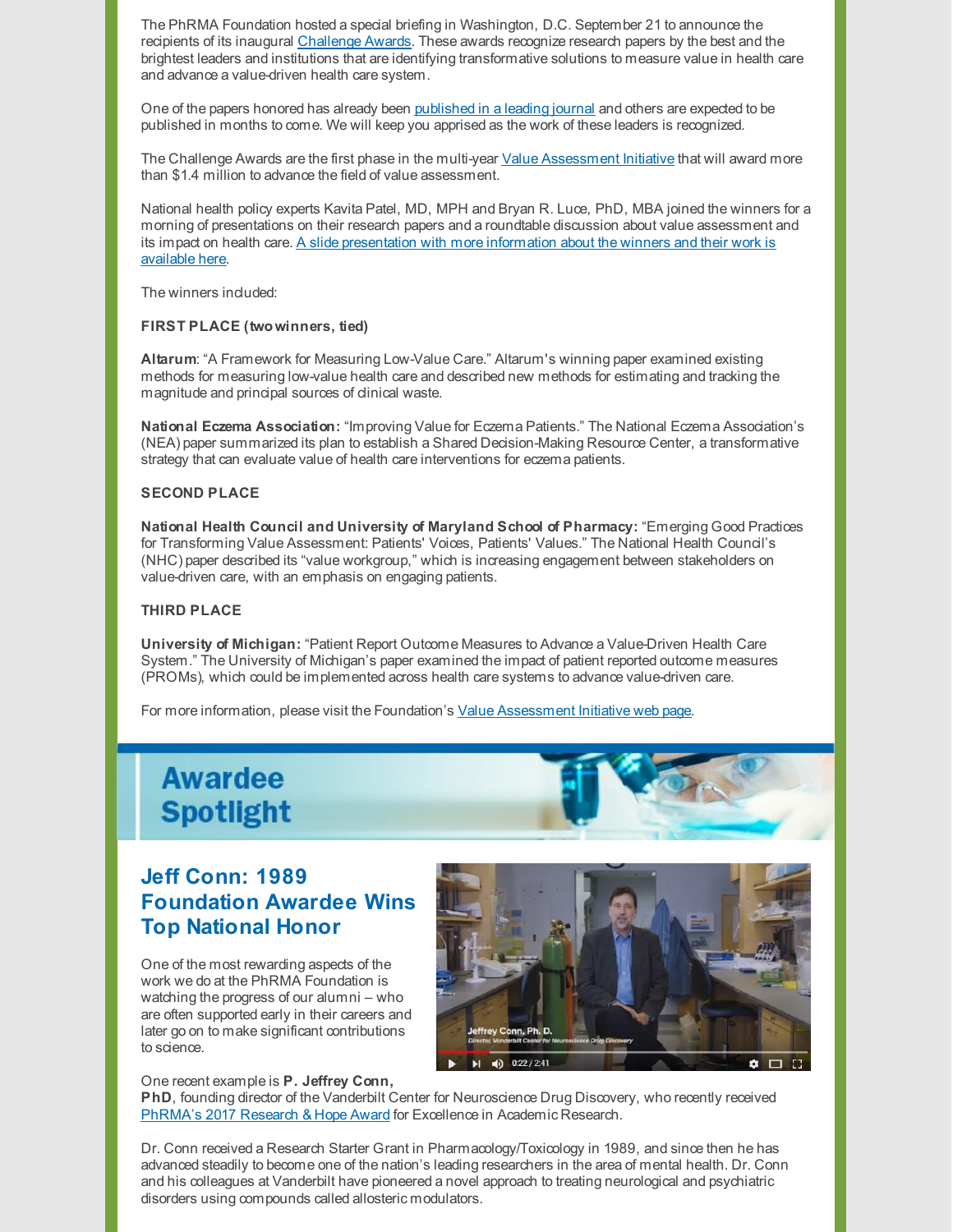The PhRMA Foundation hosted a special briefing in Washington, D.C. September 21 to announce the recipients of its inaugural Challenge Awards. These awards recognize research papers by the best and the brightest leaders and institutions that are identifying transformative solutions to measure value in health care and advance a value-driven health care system.

One of the papers honored has already been published in a leading journal and others are expected to be published in months to come. We will keep you apprised as the work of these leaders is recognized.

The Challenge Awards are the first phase in the multi-year Value Assessment Initiative that will award more than $1.4 million to advance the field of value assessment.

National health policy experts Kavita Patel, MD, MPH and Bryan R. Luce, PhD, MBA joined the winners for a morning of presentations on their research papers and a roundtable discussion about value assessment and its impact on health care. A slide presentation with more information about the winners and their work is available here.

The winners included:

**FIRST PLACE (two winners, tied)**

**Altarum**: "A Framework for Measuring Low-Value Care." Altarum's winning paper examined existing methods for measuring low-value health care and described new methods for estimating and tracking the magnitude and principal sources of clinical waste.

**National Eczema Association:** "Improving Value for Eczema Patients." The National Eczema Association's (NEA) paper summarized its plan to establish a Shared Decision-Making Resource Center, a transformative strategy that can evaluate value of health care interventions for eczema patients.

**SECOND PLACE**

**National Health Council and University of Maryland School of Pharmacy:** "Emerging Good Practices for Transforming Value Assessment: Patients' Voices, Patients' Values." The National Health Council's (NHC) paper described its "value workgroup," which is increasing engagement between stakeholders on value-driven care, with an emphasis on engaging patients.

**THIRD PLACE**

**University of Michigan:** "Patient Report Outcome Measures to Advance a Value-Driven Health Care System." The University of Michigan's paper examined the impact of patient reported outcome measures (PROMs), which could be implemented across health care systems to advance value-driven care.

For more information, please visit the Foundation's Value Assessment Initiative web page.

## Awardee Spotlight

### Jeff Conn: 1989 Foundation Awardee Wins Top National Honor

One of the most rewarding aspects of the work we do at the PhRMA Foundation is watching the progress of our alumni – who are often supported early in their careers and later go on to make significant contributions to science.

One recent example is **P. Jeffrey Conn, PhD**, founding director of the Vanderbilt Center for Neuroscience Drug Discovery, who recently received PhRMA's 2017 Research & Hope Award for Excellence in Academic Research.

Dr. Conn received a Research Starter Grant in Pharmacology/Toxicology in 1989, and since then he has advanced steadily to become one of the nation's leading researchers in the area of mental health. Dr. Conn and his colleagues at Vanderbilt have pioneered a novel approach to treating neurological and psychiatric disorders using compounds called allosteric modulators.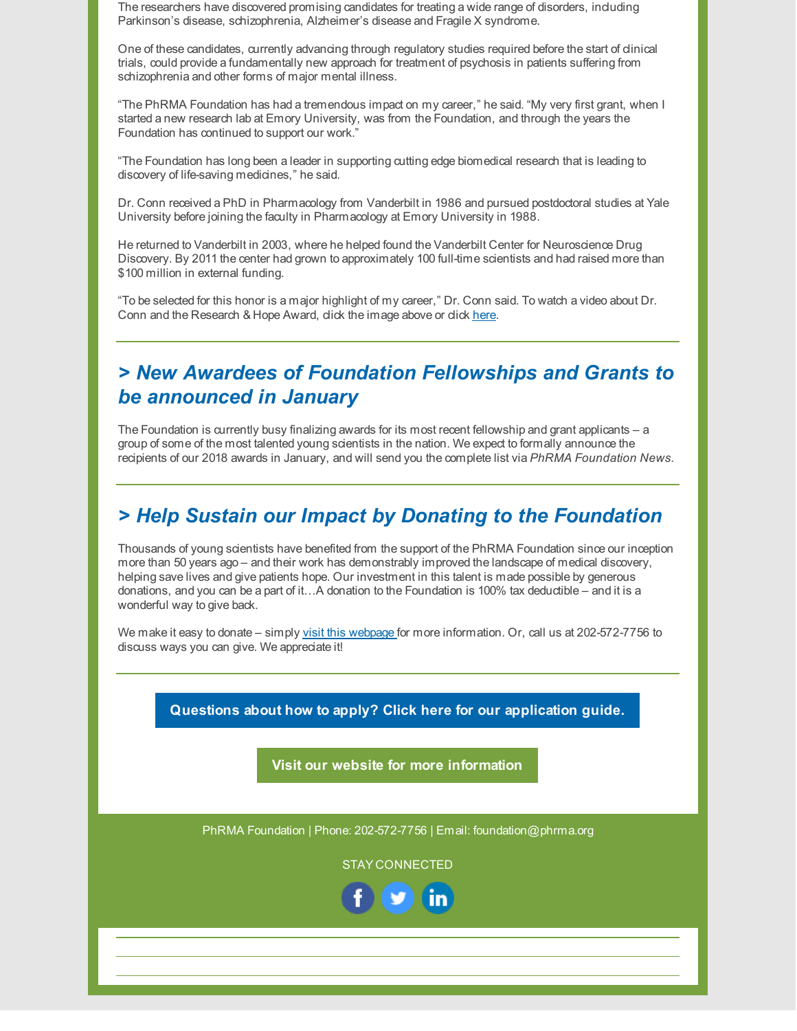The researchers have discovered promising candidates for treating a wide range of disorders, including Parkinson's disease, schizophrenia, Alzheimer's disease and Fragile X syndrome.

One of these candidates, currently advancing through regulatory studies required before the start of clinical trials, could provide a fundamentally new approach for treatment of psychosis in patients suffering from schizophrenia and other forms of major mental illness.

"The PhRMA Foundation has had a tremendous impact on my career," he said. "My very first grant, when I started a new research lab at Emory University, was from the Foundation, and through the years the Foundation has continued to support our work."

"The Foundation has long been a leader in supporting cutting edge biomedical research that is leading to discovery of life-saving medicines," he said.

Dr. Conn received a PhD in Pharmacology from Vanderbilt in 1986 and pursued postdoctoral studies at Yale University before joining the faculty in Pharmacology at Emory University in 1988.

He returned to Vanderbilt in 2003, where he helped found the Vanderbilt Center for Neuroscience Drug Discovery. By 2011 the center had grown to approximately 100 full-time scientists and had raised more than $100 million in external funding.

"To be selected for this honor is a major highlight of my career," Dr. Conn said. To watch a video about Dr. Conn and the Research & Hope Award, click the image above or click here.

---

## *> New Awardees of Foundation Fellowships and Grants to be announced in January*

The Foundation is currently busy finalizing awards for its most recent fellowship and grant applicants – a group of some of the most talented young scientists in the nation. We expect to formally announce the recipients of our 2018 awards in January, and will send you the complete list via *PhRMA Foundation News*.

---

## *> Help Sustain our Impact by Donating to the Foundation*

Thousands of young scientists have benefited from the support of the PhRMA Foundation since our inception more than 50 years ago – and their work has demonstrably improved the landscape of medical discovery, helping save lives and give patients hope. Our investment in this talent is made possible by generous donations, and you can be a part of it…A donation to the Foundation is 100% tax deductible – and it is a wonderful way to give back.

We make it easy to donate – simply visit this webpage for more information. Or, call us at 202-572-7756 to discuss ways you can give. We appreciate it!

---

**Questions about how to apply? Click here for our application guide.**

**Visit our website for more information**

PhRMA Foundation | Phone: 202-572-7756 | Email: foundation@phrma.org

STAY CONNECTED